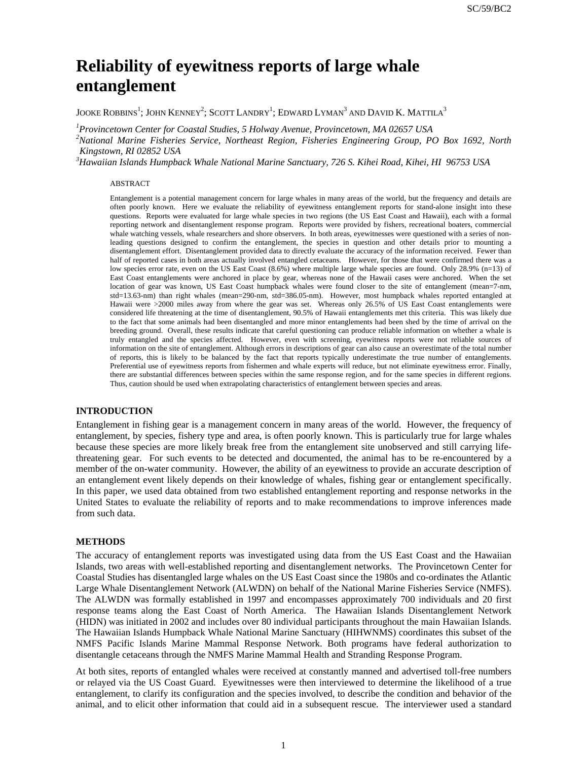# Reliability of eyewitness reports of large whale entanglement

JOOKE ROBBINS[1]; JOHN KENNEY[2]; SCOTT LANDRY[1]; EDWARD LYMAN[3] AND DAVID K. MATTILA[3]

*[1]Provincetown Center for Coastal Studies, 5 Holway Avenue, Provincetown, MA 02657 USA*
*[2]National Marine Fisheries Service, Northeast Region, Fisheries Engineering Group, PO Box 1692, North Kingstown, RI 02852 USA*
*[3]Hawaiian Islands Humpback Whale National Marine Sanctuary, 726 S. Kihei Road, Kihei, HI 96753 USA*

ABSTRACT

Entanglement is a potential management concern for large whales in many areas of the world, but the frequency and details are often poorly known. Here we evaluate the reliability of eyewitness entanglement reports for stand-alone insight into these questions. Reports were evaluated for large whale species in two regions (the US East Coast and Hawaii), each with a formal reporting network and disentanglement response program. Reports were provided by fishers, recreational boaters, commercial whale watching vessels, whale researchers and shore observers. In both areas, eyewitnesses were questioned with a series of non-leading questions designed to confirm the entanglement, the species in question and other details prior to mounting a disentanglement effort. Disentanglement provided data to directly evaluate the accuracy of the information received. Fewer than half of reported cases in both areas actually involved entangled cetaceans. However, for those that were confirmed there was a low species error rate, even on the US East Coast (8.6%) where multiple large whale species are found. Only 28.9% (n=13) of East Coast entanglements were anchored in place by gear, whereas none of the Hawaii cases were anchored. When the set location of gear was known, US East Coast humpback whales were found closer to the site of entanglement (mean=7-nm, std=13.63-nm) than right whales (mean=290-nm, std=386.05-nm). However, most humpback whales reported entangled at Hawaii were >2000 miles away from where the gear was set. Whereas only 26.5% of US East Coast entanglements were considered life threatening at the time of disentanglement, 90.5% of Hawaii entanglements met this criteria. This was likely due to the fact that some animals had been disentangled and more minor entanglements had been shed by the time of arrival on the breeding ground. Overall, these results indicate that careful questioning can produce reliable information on whether a whale is truly entangled and the species affected. However, even with screening, eyewitness reports were not reliable sources of information on the site of entanglement. Although errors in descriptions of gear can also cause an overestimate of the total number of reports, this is likely to be balanced by the fact that reports typically underestimate the true number of entanglements. Preferential use of eyewitness reports from fishermen and whale experts will reduce, but not eliminate eyewitness error. Finally, there are substantial differences between species within the same response region, and for the same species in different regions. Thus, caution should be used when extrapolating characteristics of entanglement between species and areas.

## INTRODUCTION

Entanglement in fishing gear is a management concern in many areas of the world. However, the frequency of entanglement, by species, fishery type and area, is often poorly known. This is particularly true for large whales because these species are more likely break free from the entanglement site unobserved and still carrying life-threatening gear. For such events to be detected and documented, the animal has to be re-encountered by a member of the on-water community. However, the ability of an eyewitness to provide an accurate description of an entanglement event likely depends on their knowledge of whales, fishing gear or entanglement specifically. In this paper, we used data obtained from two established entanglement reporting and response networks in the United States to evaluate the reliability of reports and to make recommendations to improve inferences made from such data.

## METHODS

The accuracy of entanglement reports was investigated using data from the US East Coast and the Hawaiian Islands, two areas with well-established reporting and disentanglement networks. The Provincetown Center for Coastal Studies has disentangled large whales on the US East Coast since the 1980s and co-ordinates the Atlantic Large Whale Disentanglement Network (ALWDN) on behalf of the National Marine Fisheries Service (NMFS). The ALWDN was formally established in 1997 and encompasses approximately 700 individuals and 20 first response teams along the East Coast of North America. The Hawaiian Islands Disentanglement Network (HIDN) was initiated in 2002 and includes over 80 individual participants throughout the main Hawaiian Islands. The Hawaiian Islands Humpback Whale National Marine Sanctuary (HIHWNMS) coordinates this subset of the NMFS Pacific Islands Marine Mammal Response Network. Both programs have federal authorization to disentangle cetaceans through the NMFS Marine Mammal Health and Stranding Response Program.

At both sites, reports of entangled whales were received at constantly manned and advertised toll-free numbers or relayed via the US Coast Guard. Eyewitnesses were then interviewed to determine the likelihood of a true entanglement, to clarify its configuration and the species involved, to describe the condition and behavior of the animal, and to elicit other information that could aid in a subsequent rescue. The interviewer used a standard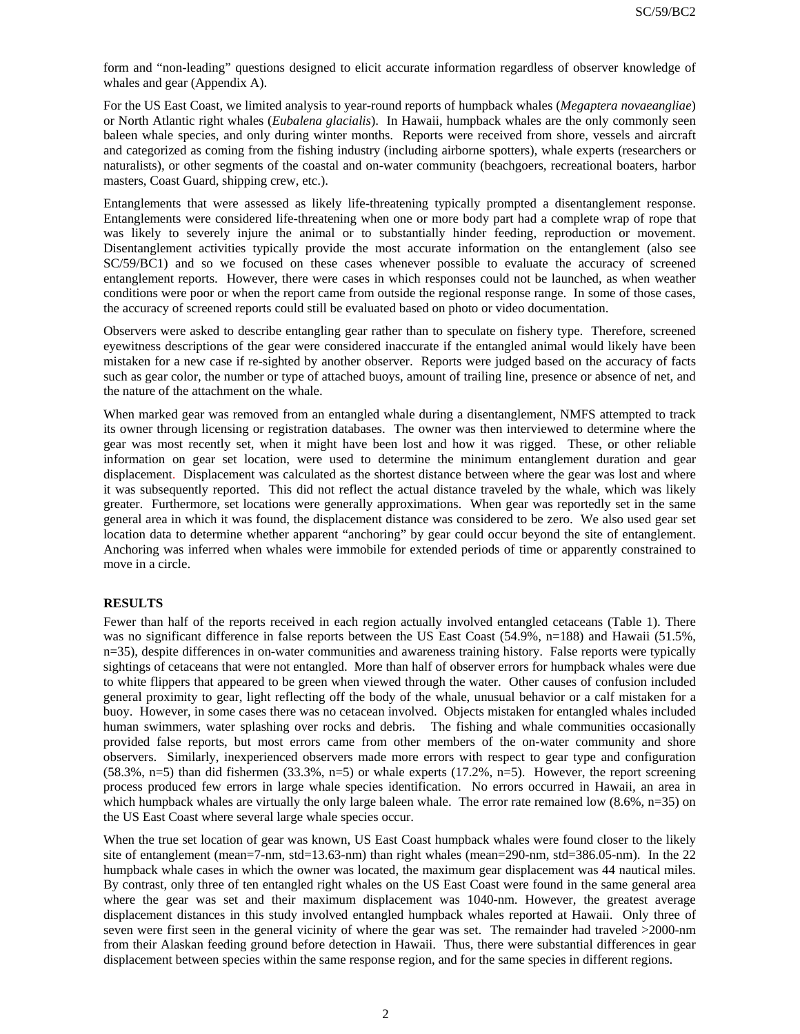form and "non-leading" questions designed to elicit accurate information regardless of observer knowledge of whales and gear (Appendix A).

For the US East Coast, we limited analysis to year-round reports of humpback whales (*Megaptera novaeangliae*) or North Atlantic right whales (*Eubalena glacialis*). In Hawaii, humpback whales are the only commonly seen baleen whale species, and only during winter months. Reports were received from shore, vessels and aircraft and categorized as coming from the fishing industry (including airborne spotters), whale experts (researchers or naturalists), or other segments of the coastal and on-water community (beachgoers, recreational boaters, harbor masters, Coast Guard, shipping crew, etc.).

Entanglements that were assessed as likely life-threatening typically prompted a disentanglement response. Entanglements were considered life-threatening when one or more body part had a complete wrap of rope that was likely to severely injure the animal or to substantially hinder feeding, reproduction or movement. Disentanglement activities typically provide the most accurate information on the entanglement (also see SC/59/BC1) and so we focused on these cases whenever possible to evaluate the accuracy of screened entanglement reports. However, there were cases in which responses could not be launched, as when weather conditions were poor or when the report came from outside the regional response range. In some of those cases, the accuracy of screened reports could still be evaluated based on photo or video documentation.

Observers were asked to describe entangling gear rather than to speculate on fishery type. Therefore, screened eyewitness descriptions of the gear were considered inaccurate if the entangled animal would likely have been mistaken for a new case if re-sighted by another observer. Reports were judged based on the accuracy of facts such as gear color, the number or type of attached buoys, amount of trailing line, presence or absence of net, and the nature of the attachment on the whale.

When marked gear was removed from an entangled whale during a disentanglement, NMFS attempted to track its owner through licensing or registration databases. The owner was then interviewed to determine where the gear was most recently set, when it might have been lost and how it was rigged. These, or other reliable information on gear set location, were used to determine the minimum entanglement duration and gear displacement. Displacement was calculated as the shortest distance between where the gear was lost and where it was subsequently reported. This did not reflect the actual distance traveled by the whale, which was likely greater. Furthermore, set locations were generally approximations. When gear was reportedly set in the same general area in which it was found, the displacement distance was considered to be zero. We also used gear set location data to determine whether apparent "anchoring" by gear could occur beyond the site of entanglement. Anchoring was inferred when whales were immobile for extended periods of time or apparently constrained to move in a circle.

## RESULTS

Fewer than half of the reports received in each region actually involved entangled cetaceans (Table 1). There was no significant difference in false reports between the US East Coast (54.9%, n=188) and Hawaii (51.5%, n=35), despite differences in on-water communities and awareness training history. False reports were typically sightings of cetaceans that were not entangled. More than half of observer errors for humpback whales were due to white flippers that appeared to be green when viewed through the water. Other causes of confusion included general proximity to gear, light reflecting off the body of the whale, unusual behavior or a calf mistaken for a buoy. However, in some cases there was no cetacean involved. Objects mistaken for entangled whales included human swimmers, water splashing over rocks and debris. The fishing and whale communities occasionally provided false reports, but most errors came from other members of the on-water community and shore observers. Similarly, inexperienced observers made more errors with respect to gear type and configuration (58.3%, n=5) than did fishermen (33.3%, n=5) or whale experts (17.2%, n=5). However, the report screening process produced few errors in large whale species identification. No errors occurred in Hawaii, an area in which humpback whales are virtually the only large baleen whale. The error rate remained low (8.6%, n=35) on the US East Coast where several large whale species occur.

When the true set location of gear was known, US East Coast humpback whales were found closer to the likely site of entanglement (mean=7-nm, std=13.63-nm) than right whales (mean=290-nm, std=386.05-nm). In the 22 humpback whale cases in which the owner was located, the maximum gear displacement was 44 nautical miles. By contrast, only three of ten entangled right whales on the US East Coast were found in the same general area where the gear was set and their maximum displacement was 1040-nm. However, the greatest average displacement distances in this study involved entangled humpback whales reported at Hawaii. Only three of seven were first seen in the general vicinity of where the gear was set. The remainder had traveled >2000-nm from their Alaskan feeding ground before detection in Hawaii. Thus, there were substantial differences in gear displacement between species within the same response region, and for the same species in different regions.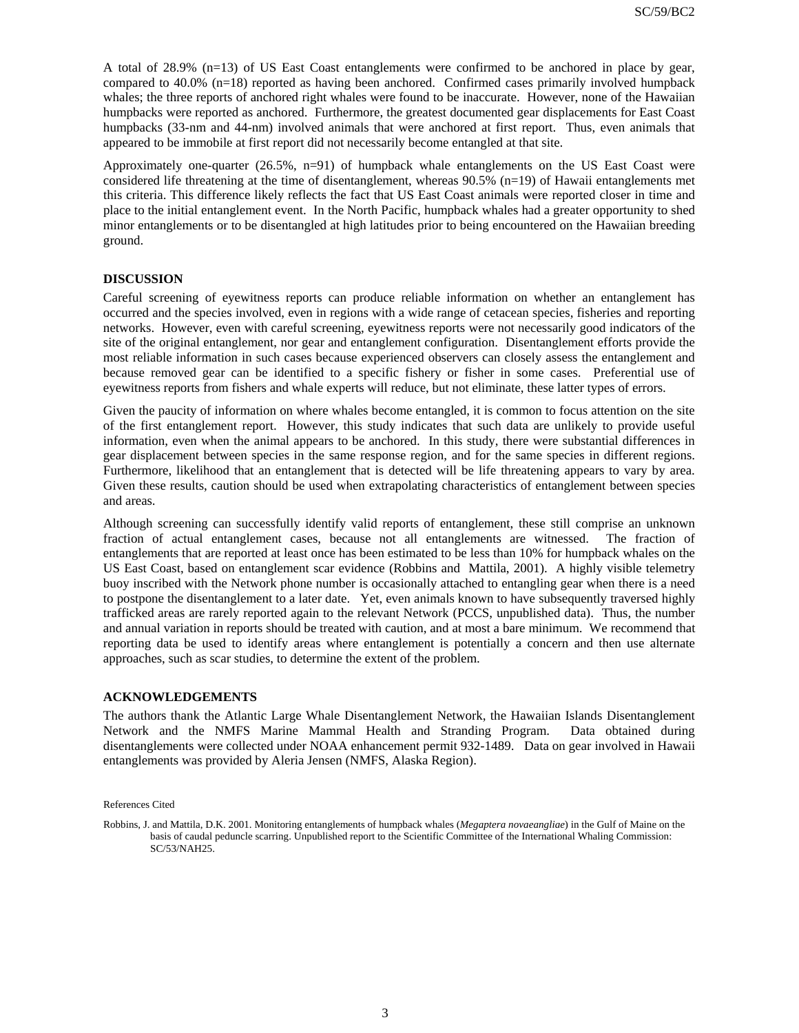A total of 28.9% (n=13) of US East Coast entanglements were confirmed to be anchored in place by gear, compared to 40.0% (n=18) reported as having been anchored. Confirmed cases primarily involved humpback whales; the three reports of anchored right whales were found to be inaccurate. However, none of the Hawaiian humpbacks were reported as anchored. Furthermore, the greatest documented gear displacements for East Coast humpbacks (33-nm and 44-nm) involved animals that were anchored at first report. Thus, even animals that appeared to be immobile at first report did not necessarily become entangled at that site.

Approximately one-quarter (26.5%, n=91) of humpback whale entanglements on the US East Coast were considered life threatening at the time of disentanglement, whereas 90.5% (n=19) of Hawaii entanglements met this criteria. This difference likely reflects the fact that US East Coast animals were reported closer in time and place to the initial entanglement event. In the North Pacific, humpback whales had a greater opportunity to shed minor entanglements or to be disentangled at high latitudes prior to being encountered on the Hawaiian breeding ground.

## DISCUSSION

Careful screening of eyewitness reports can produce reliable information on whether an entanglement has occurred and the species involved, even in regions with a wide range of cetacean species, fisheries and reporting networks. However, even with careful screening, eyewitness reports were not necessarily good indicators of the site of the original entanglement, nor gear and entanglement configuration. Disentanglement efforts provide the most reliable information in such cases because experienced observers can closely assess the entanglement and because removed gear can be identified to a specific fishery or fisher in some cases. Preferential use of eyewitness reports from fishers and whale experts will reduce, but not eliminate, these latter types of errors.

Given the paucity of information on where whales become entangled, it is common to focus attention on the site of the first entanglement report. However, this study indicates that such data are unlikely to provide useful information, even when the animal appears to be anchored. In this study, there were substantial differences in gear displacement between species in the same response region, and for the same species in different regions. Furthermore, likelihood that an entanglement that is detected will be life threatening appears to vary by area. Given these results, caution should be used when extrapolating characteristics of entanglement between species and areas.

Although screening can successfully identify valid reports of entanglement, these still comprise an unknown fraction of actual entanglement cases, because not all entanglements are witnessed. The fraction of entanglements that are reported at least once has been estimated to be less than 10% for humpback whales on the US East Coast, based on entanglement scar evidence (Robbins and Mattila, 2001). A highly visible telemetry buoy inscribed with the Network phone number is occasionally attached to entangling gear when there is a need to postpone the disentanglement to a later date. Yet, even animals known to have subsequently traversed highly trafficked areas are rarely reported again to the relevant Network (PCCS, unpublished data). Thus, the number and annual variation in reports should be treated with caution, and at most a bare minimum. We recommend that reporting data be used to identify areas where entanglement is potentially a concern and then use alternate approaches, such as scar studies, to determine the extent of the problem.

## ACKNOWLEDGEMENTS

The authors thank the Atlantic Large Whale Disentanglement Network, the Hawaiian Islands Disentanglement Network and the NMFS Marine Mammal Health and Stranding Program. Data obtained during disentanglements were collected under NOAA enhancement permit 932-1489. Data on gear involved in Hawaii entanglements was provided by Aleria Jensen (NMFS, Alaska Region).

References Cited

Robbins, J. and Mattila, D.K. 2001. Monitoring entanglements of humpback whales (*Megaptera novaeangliae*) in the Gulf of Maine on the basis of caudal peduncle scarring. Unpublished report to the Scientific Committee of the International Whaling Commission: SC/53/NAH25.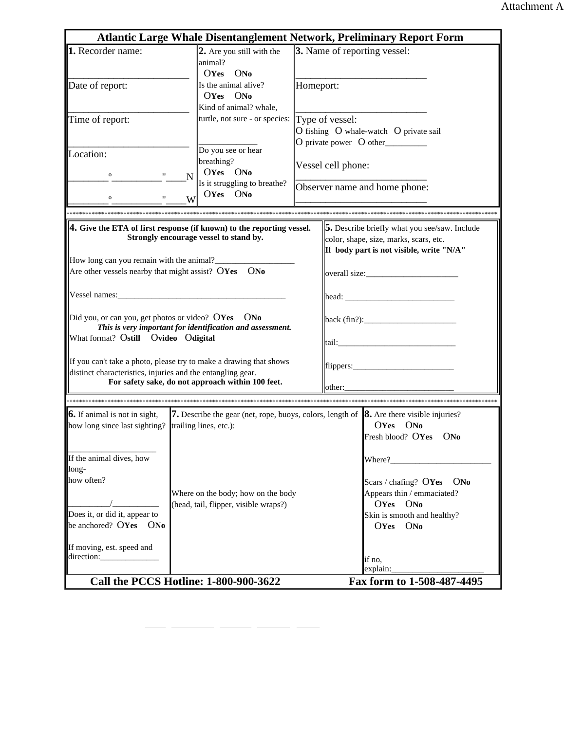Attachment A

# Atlantic Large Whale Disentanglement Network, Preliminary Report Form

**1.** Recorder name:

________________________

Date of report:

________________________

Time of report:

________________________

Location:

________°__________"____N

________°__________"____W

**2.** Are you still with the animal?
O**Yes** O**No**

Is the animal alive?
O**Yes** O**No**

Kind of animal? whale, turtle, not sure - or species:

______________

Do you see or hear breathing?
O**Yes** O**No**

Is it struggling to breathe?
O**Yes** O**No**

**3.** Name of reporting vessel:

__________________________

Homeport:

__________________________

Type of vessel:
O fishing O whale-watch O private sail
O private power O other_________

Vessel cell phone:

__________________________

Observer name and home phone:

__________________________

*******************************************************************************************************************

**4. Give the ETA of first response (if known) to the reporting vessel. Strongly encourage vessel to stand by.**

How long can you remain with the animal?__________________

Are other vessels nearby that might assist? O**Yes** O**No**

Vessel names:_______________________________________

Did you, or can you, get photos or video? O**Yes** O**No**

***This is very important for identification and assessment.***

What format? O**still** O**video** O**digital**

If you can't take a photo, please try to make a drawing that shows distinct characteristics, injuries and the entangling gear.

**For safety sake, do not approach within 100 feet.**

**5.** Describe briefly what you see/saw. Include color, shape, size, marks, scars, etc.
**If body part is not visible, write "N/A"**

overall size:_____________________

head: __________________________

back (fin?):______________________

tail:____________________________

flippers:________________________

other:__________________________

*******************************************************************************************************************

**6.** If animal is not in sight, how long since last sighting?

____________________

If the animal dives, how long-
how often?

_________/__________

Does it, or did it, appear to be anchored? O**Yes** O**No**

If moving, est. speed and direction:_____________

**7.** Describe the gear (net, rope, buoys, colors, length of trailing lines, etc.):

Where on the body; how on the body (head, tail, flipper, visible wraps?)

**8.** Are there visible injuries?
O**Yes** O**No**

Fresh blood? O**Yes** O**No**

Where?_______________________

Scars / chafing? O**Yes** O**No**

Appears thin / emmaciated?
O**Yes** O**No**

Skin is smooth and healthy?
O**Yes** O**No**

if no, explain:_____________________

**Call the PCCS Hotline: 1-800-900-3622** **Fax form to 1-508-487-4495**